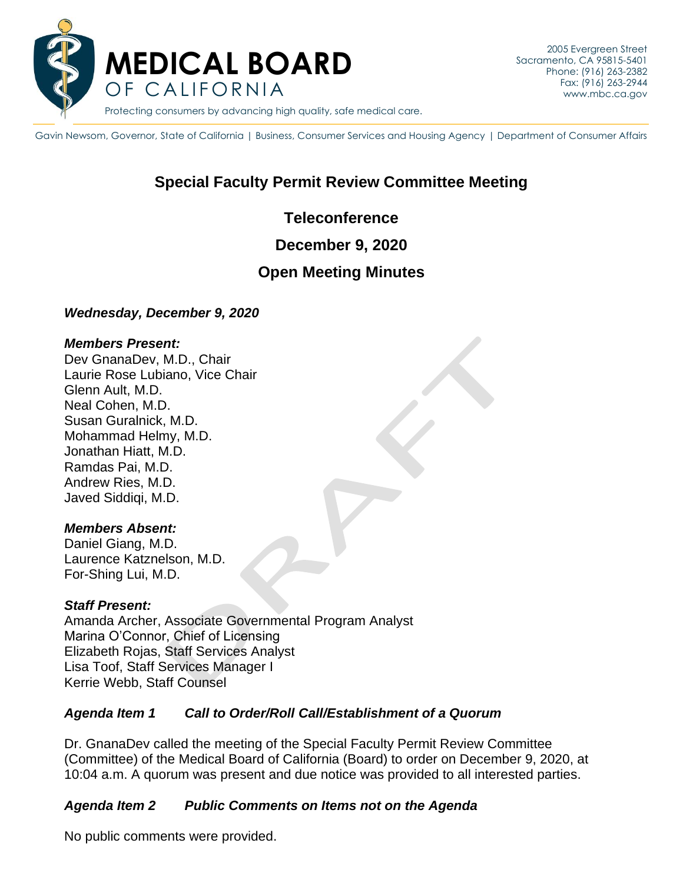# MEDICAL BOARD OF CALIFORNIA

Protecting consumers by advancing high quality, safe medical care.

2005 Evergreen Street
Sacramento, CA 95815-5401
Phone: (916) 263-2382
Fax: (916) 263-2944
www.mbc.ca.gov

Gavin Newsom, Governor, State of California | Business, Consumer Services and Housing Agency | Department of Consumer Affairs

## Special Faculty Permit Review Committee Meeting

### Teleconference

### December 9, 2020

### Open Meeting Minutes

***Wednesday, December 9, 2020***

***Members Present:***
Dev GnanaDev, M.D., Chair
Laurie Rose Lubiano, Vice Chair
Glenn Ault, M.D.
Neal Cohen, M.D.
Susan Guralnick, M.D.
Mohammad Helmy, M.D.
Jonathan Hiatt, M.D.
Ramdas Pai, M.D.
Andrew Ries, M.D.
Javed Siddiqi, M.D.

***Members Absent:***
Daniel Giang, M.D.
Laurence Katznelson, M.D.
For-Shing Lui, M.D.

***Staff Present:***
Amanda Archer, Associate Governmental Program Analyst
Marina O'Connor, Chief of Licensing
Elizabeth Rojas, Staff Services Analyst
Lisa Toof, Staff Services Manager I
Kerrie Webb, Staff Counsel

***Agenda Item 1 Call to Order/Roll Call/Establishment of a Quorum***

Dr. GnanaDev called the meeting of the Special Faculty Permit Review Committee (Committee) of the Medical Board of California (Board) to order on December 9, 2020, at 10:04 a.m. A quorum was present and due notice was provided to all interested parties.

***Agenda Item 2 Public Comments on Items not on the Agenda***

No public comments were provided.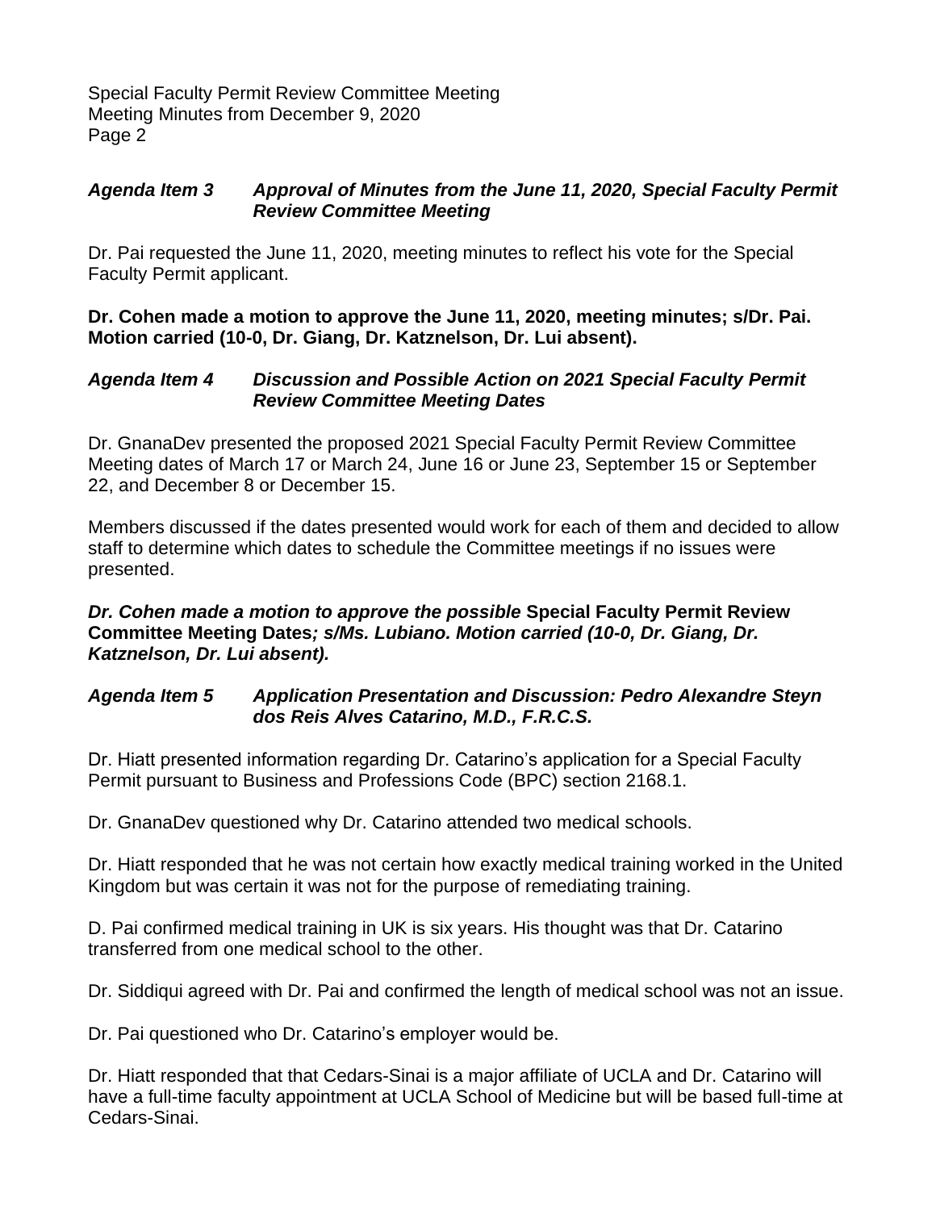### *Agenda Item 3 Approval of Minutes from the June 11, 2020, Special Faculty Permit Review Committee Meeting*

Dr. Pai requested the June 11, 2020, meeting minutes to reflect his vote for the Special Faculty Permit applicant.

**Dr. Cohen made a motion to approve the June 11, 2020, meeting minutes; s/Dr. Pai. Motion carried (10-0, Dr. Giang, Dr. Katznelson, Dr. Lui absent).**

### *Agenda Item 4 Discussion and Possible Action on 2021 Special Faculty Permit Review Committee Meeting Dates*

Dr. GnanaDev presented the proposed 2021 Special Faculty Permit Review Committee Meeting dates of March 17 or March 24, June 16 or June 23, September 15 or September 22, and December 8 or December 15.

Members discussed if the dates presented would work for each of them and decided to allow staff to determine which dates to schedule the Committee meetings if no issues were presented.

***Dr. Cohen made a motion to approve the possible* Special Faculty Permit Review Committee Meeting Dates*; s/Ms. Lubiano. Motion carried (10-0, Dr. Giang, Dr. Katznelson, Dr. Lui absent).***

### *Agenda Item 5 Application Presentation and Discussion: Pedro Alexandre Steyn dos Reis Alves Catarino, M.D., F.R.C.S.*

Dr. Hiatt presented information regarding Dr. Catarino's application for a Special Faculty Permit pursuant to Business and Professions Code (BPC) section 2168.1.

Dr. GnanaDev questioned why Dr. Catarino attended two medical schools.

Dr. Hiatt responded that he was not certain how exactly medical training worked in the United Kingdom but was certain it was not for the purpose of remediating training.

D. Pai confirmed medical training in UK is six years. His thought was that Dr. Catarino transferred from one medical school to the other.

Dr. Siddiqui agreed with Dr. Pai and confirmed the length of medical school was not an issue.

Dr. Pai questioned who Dr. Catarino's employer would be.

Dr. Hiatt responded that that Cedars-Sinai is a major affiliate of UCLA and Dr. Catarino will have a full-time faculty appointment at UCLA School of Medicine but will be based full-time at Cedars-Sinai.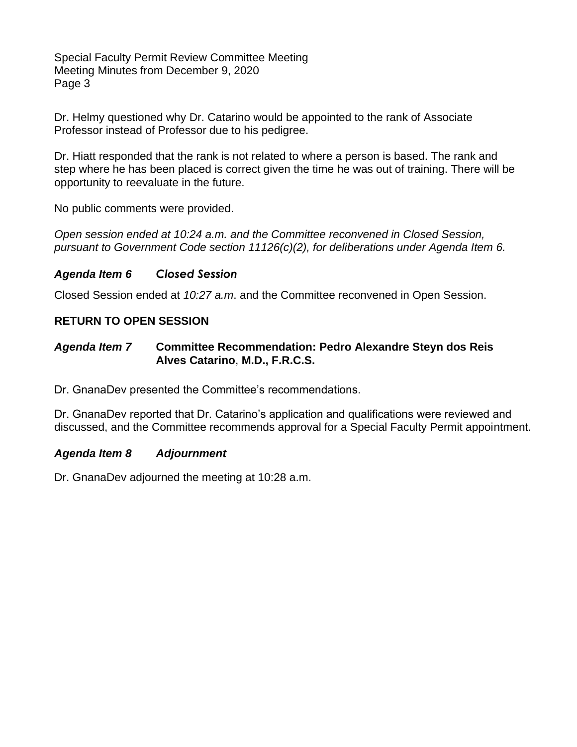Dr. Helmy questioned why Dr. Catarino would be appointed to the rank of Associate Professor instead of Professor due to his pedigree.

Dr. Hiatt responded that the rank is not related to where a person is based. The rank and step where he has been placed is correct given the time he was out of training. There will be opportunity to reevaluate in the future.

No public comments were provided.

*Open session ended at 10:24 a.m. and the Committee reconvened in Closed Session, pursuant to Government Code section 11126(c)(2), for deliberations under Agenda Item 6.*

### *Agenda Item 6 Closed Session*

Closed Session ended at *10:27 a.m*. and the Committee reconvened in Open Session.

### **RETURN TO OPEN SESSION**

### *Agenda Item 7* **Committee Recommendation: Pedro Alexandre Steyn dos Reis Alves Catarino, M.D., F.R.C.S.**

Dr. GnanaDev presented the Committee's recommendations.

Dr. GnanaDev reported that Dr. Catarino's application and qualifications were reviewed and discussed, and the Committee recommends approval for a Special Faculty Permit appointment.

### *Agenda Item 8 Adjournment*

Dr. GnanaDev adjourned the meeting at 10:28 a.m.